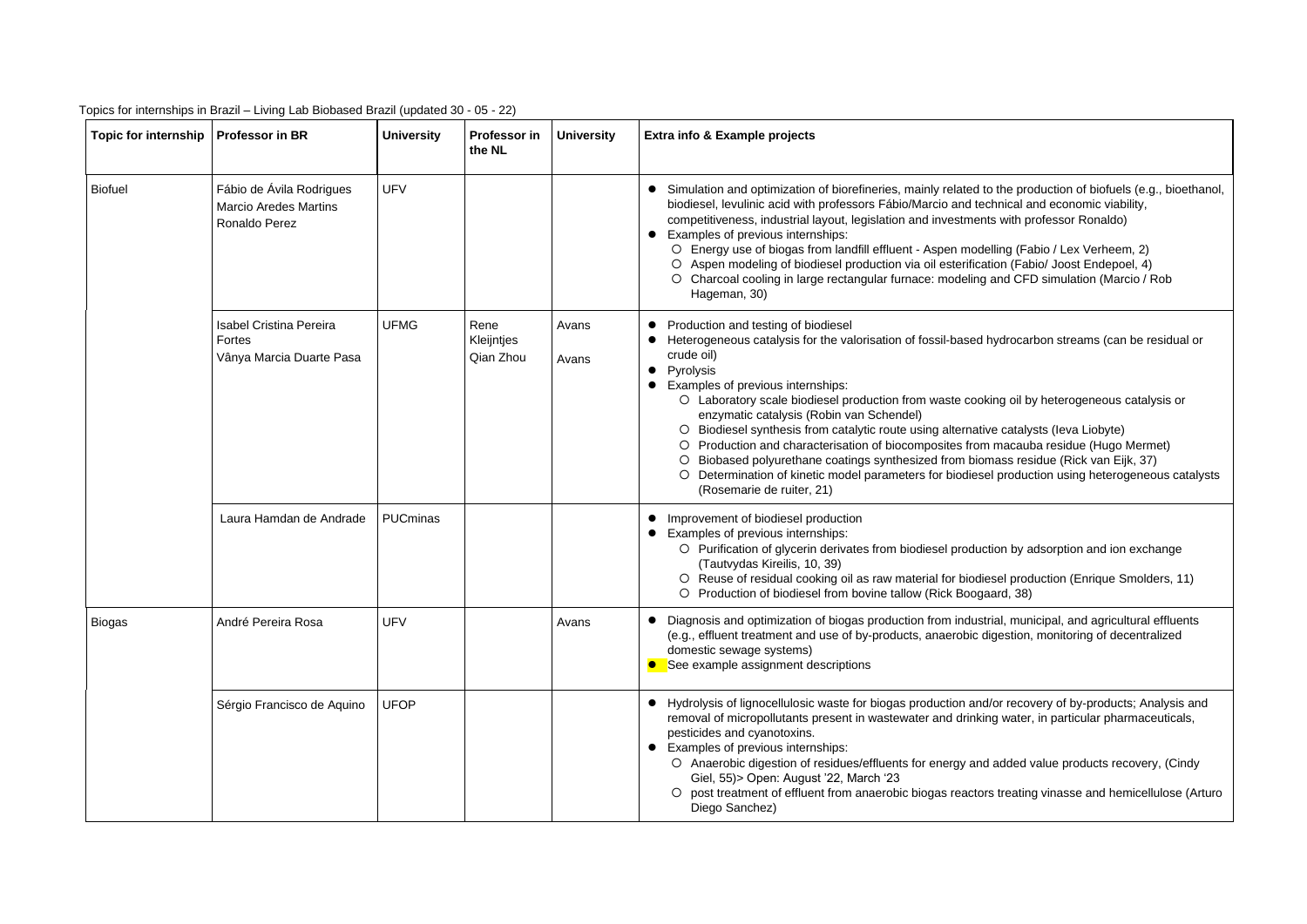Topics for internships in Brazil – Living Lab Biobased Brazil (updated 30 - 05 - 22)

| Topic for internship | Professor in BR | University | Professor in the NL | University | Extra info & Example projects |
|---|---|---|---|---|---|
| Biofuel | Fábio de Ávila Rodrigues<br>Marcio Aredes Martins<br>Ronaldo Perez | UFV | | | • Simulation and optimization of biorefineries, mainly related to the production of biofuels (e.g., bioethanol, biodiesel, levulinic acid with professors Fábio/Marcio and technical and economic viability, competitiveness, industrial layout, legislation and investments with professor Ronaldo)<br>• Examples of previous internships:<br>○ Energy use of biogas from landfill effluent - Aspen modelling (Fabio / Lex Verheem, 2)<br>○ Aspen modeling of biodiesel production via oil esterification (Fabio/ Joost Endepoel, 4)<br>○ Charcoal cooling in large rectangular furnace: modeling and CFD simulation (Marcio / Rob Hageman, 30) |
| | Isabel Cristina Pereira Fortes<br>Vânya Marcia Duarte Pasa | UFMG | Rene Kleijntjes<br>Qian Zhou | Avans<br>Avans | • Production and testing of biodiesel<br>• Heterogeneous catalysis for the valorisation of fossil-based hydrocarbon streams (can be residual or crude oil)<br>• Pyrolysis<br>• Examples of previous internships:<br>○ Laboratory scale biodiesel production from waste cooking oil by heterogeneous catalysis or enzymatic catalysis (Robin van Schendel)<br>○ Biodiesel synthesis from catalytic route using alternative catalysts (Ieva Liobyte)<br>○ Production and characterisation of biocomposites from macauba residue (Hugo Mermet)<br>○ Biobased polyurethane coatings synthesized from biomass residue (Rick van Eijk, 37)<br>○ Determination of kinetic model parameters for biodiesel production using heterogeneous catalysts (Rosemarie de ruiter, 21) |
| | Laura Hamdan de Andrade | PUCminas | | | • Improvement of biodiesel production<br>• Examples of previous internships:<br>○ Purification of glycerin derivates from biodiesel production by adsorption and ion exchange (Tautvydas Kireilis, 10, 39)<br>○ Reuse of residual cooking oil as raw material for biodiesel production (Enrique Smolders, 11)<br>○ Production of biodiesel from bovine tallow (Rick Boogaard, 38) |
| Biogas | André Pereira Rosa | UFV | | Avans | • Diagnosis and optimization of biogas production from industrial, municipal, and agricultural effluents (e.g., effluent treatment and use of by-products, anaerobic digestion, monitoring of decentralized domestic sewage systems)<br>• See example assignment descriptions |
| | Sérgio Francisco de Aquino | UFOP | | | • Hydrolysis of lignocellulosic waste for biogas production and/or recovery of by-products; Analysis and removal of micropollutants present in wastewater and drinking water, in particular pharmaceuticals, pesticides and cyanotoxins.<br>• Examples of previous internships:<br>○ Anaerobic digestion of residues/effluents for energy and added value products recovery, (Cindy Giel, 55)> Open: August '22, March '23<br>○ post treatment of effluent from anaerobic biogas reactors treating vinasse and hemicellulose (Arturo Diego Sanchez) |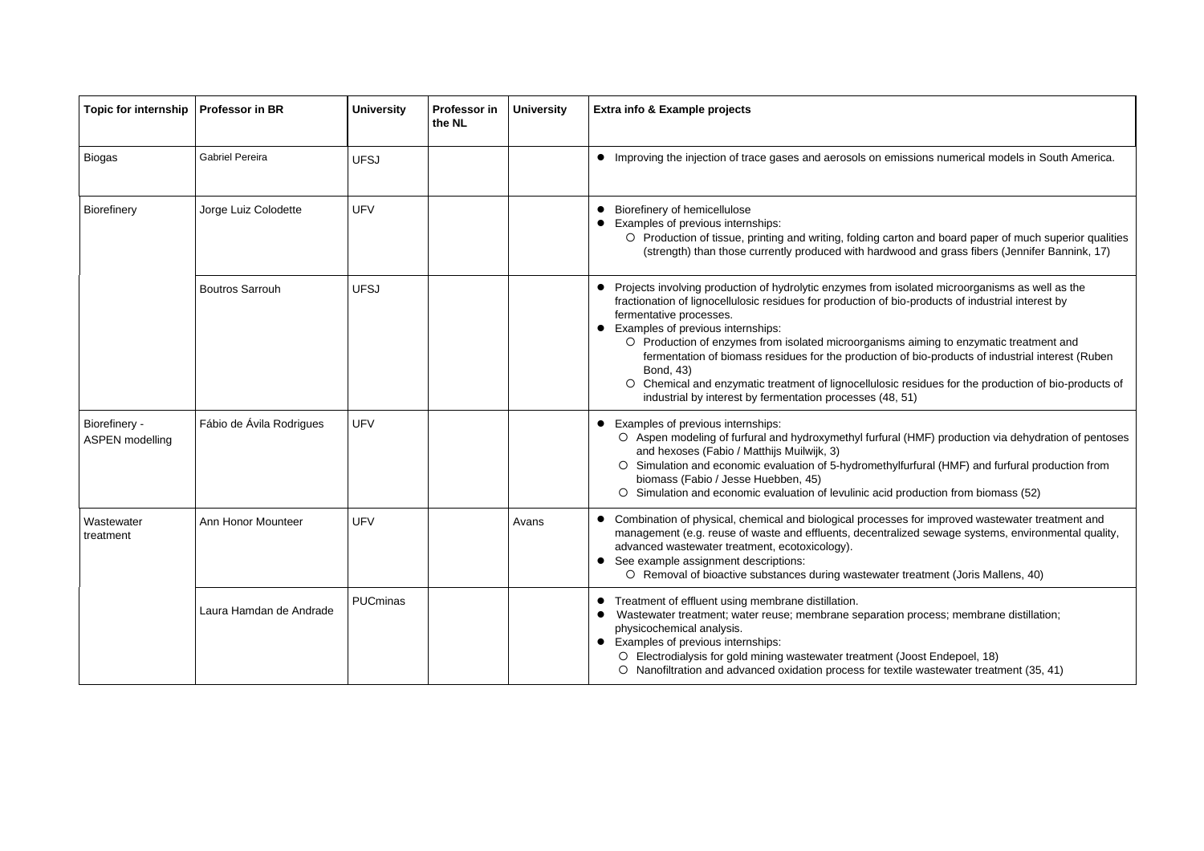| Topic for internship | Professor in BR | University | Professor in the NL | University | Extra info & Example projects |
|---|---|---|---|---|---|
| Biogas | Gabriel Pereira | UFSJ | | | • Improving the injection of trace gases and aerosols on emissions numerical models in South America. |
| Biorefinery | Jorge Luiz Colodette | UFV | | | • Biorefinery of hemicellulose<br>• Examples of previous internships:<br>○ Production of tissue, printing and writing, folding carton and board paper of much superior qualities (strength) than those currently produced with hardwood and grass fibers (Jennifer Bannink, 17) |
| | Boutros Sarrouh | UFSJ | | | • Projects involving production of hydrolytic enzymes from isolated microorganisms as well as the fractionation of lignocellulosic residues for production of bio-products of industrial interest by fermentative processes.<br>• Examples of previous internships:<br>○ Production of enzymes from isolated microorganisms aiming to enzymatic treatment and fermentation of biomass residues for the production of bio-products of industrial interest (Ruben Bond, 43)<br>○ Chemical and enzymatic treatment of lignocellulosic residues for the production of bio-products of industrial by interest by fermentation processes (48, 51) |
| Biorefinery - ASPEN modelling | Fábio de Ávila Rodrigues | UFV | | | • Examples of previous internships:<br>○ Aspen modeling of furfural and hydroxymethyl furfural (HMF) production via dehydration of pentoses and hexoses (Fabio / Matthijs Muilwijk, 3)<br>○ Simulation and economic evaluation of 5-hydromethylfurfural (HMF) and furfural production from biomass (Fabio / Jesse Huebben, 45)<br>○ Simulation and economic evaluation of levulinic acid production from biomass (52) |
| Wastewater treatment | Ann Honor Mounteer | UFV | | Avans | • Combination of physical, chemical and biological processes for improved wastewater treatment and management (e.g. reuse of waste and effluents, decentralized sewage systems, environmental quality, advanced wastewater treatment, ecotoxicology).<br>• See example assignment descriptions:<br>○ Removal of bioactive substances during wastewater treatment (Joris Mallens, 40) |
| | Laura Hamdan de Andrade | PUCminas | | | • Treatment of effluent using membrane distillation.<br>• Wastewater treatment; water reuse; membrane separation process; membrane distillation; physicochemical analysis.<br>• Examples of previous internships:<br>○ Electrodialysis for gold mining wastewater treatment (Joost Endepoel, 18)<br>○ Nanofiltration and advanced oxidation process for textile wastewater treatment (35, 41) |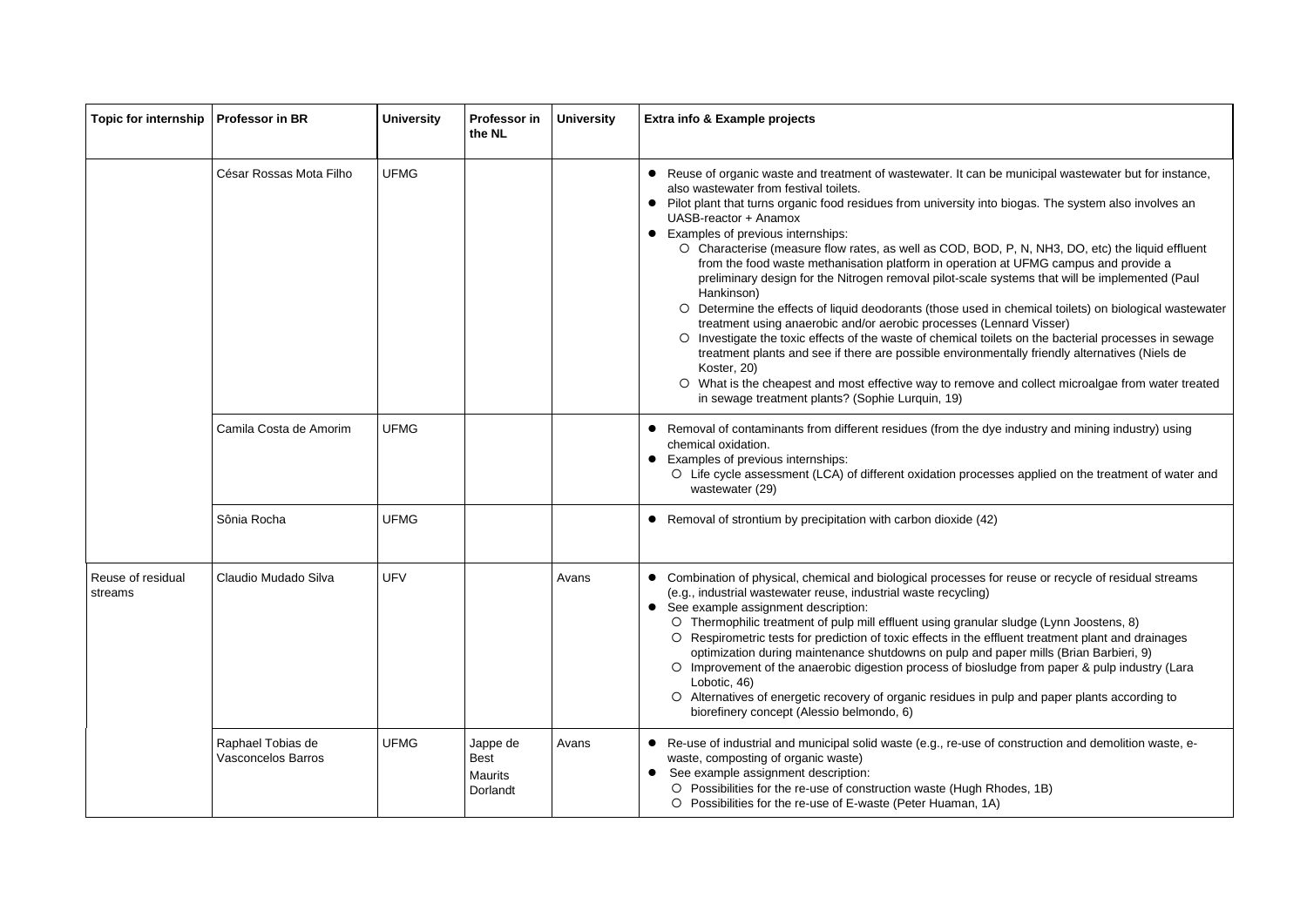| Topic for internship | Professor in BR | University | Professor in the NL | University | Extra info & Example projects |
|---|---|---|---|---|---|
| | César Rossas Mota Filho | UFMG | | | • Reuse of organic waste and treatment of wastewater. It can be municipal wastewater but for instance, also wastewater from festival toilets.<br>• Pilot plant that turns organic food residues from university into biogas. The system also involves an UASB-reactor + Anamox<br>• Examples of previous internships:<br>○ Characterise (measure flow rates, as well as COD, BOD, P, N, NH3, DO, etc) the liquid effluent from the food waste methanisation platform in operation at UFMG campus and provide a preliminary design for the Nitrogen removal pilot-scale systems that will be implemented (Paul Hankinson)<br>○ Determine the effects of liquid deodorants (those used in chemical toilets) on biological wastewater treatment using anaerobic and/or aerobic processes (Lennard Visser)<br>○ Investigate the toxic effects of the waste of chemical toilets on the bacterial processes in sewage treatment plants and see if there are possible environmentally friendly alternatives (Niels de Koster, 20)<br>○ What is the cheapest and most effective way to remove and collect microalgae from water treated in sewage treatment plants? (Sophie Lurquin, 19) |
| | Camila Costa de Amorim | UFMG | | | • Removal of contaminants from different residues (from the dye industry and mining industry) using chemical oxidation.<br>• Examples of previous internships:<br>○ Life cycle assessment (LCA) of different oxidation processes applied on the treatment of water and wastewater (29) |
| | Sônia Rocha | UFMG | | | • Removal of strontium by precipitation with carbon dioxide (42) |
| Reuse of residual streams | Claudio Mudado Silva | UFV | | Avans | • Combination of physical, chemical and biological processes for reuse or recycle of residual streams (e.g., industrial wastewater reuse, industrial waste recycling)<br>• See example assignment description:<br>○ Thermophilic treatment of pulp mill effluent using granular sludge (Lynn Joostens, 8)<br>○ Respirometric tests for prediction of toxic effects in the effluent treatment plant and drainages optimization during maintenance shutdowns on pulp and paper mills (Brian Barbieri, 9)<br>○ Improvement of the anaerobic digestion process of biosludge from paper & pulp industry (Lara Lobotic, 46)<br>○ Alternatives of energetic recovery of organic residues in pulp and paper plants according to biorefinery concept (Alessio belmondo, 6) |
| | Raphael Tobias de Vasconcelos Barros | UFMG | Jappe de Best<br>Maurits Dorlandt | Avans | • Re-use of industrial and municipal solid waste (e.g., re-use of construction and demolition waste, e-waste, composting of organic waste)<br>• See example assignment description:<br>○ Possibilities for the re-use of construction waste (Hugh Rhodes, 1B)<br>○ Possibilities for the re-use of E-waste (Peter Huaman, 1A) |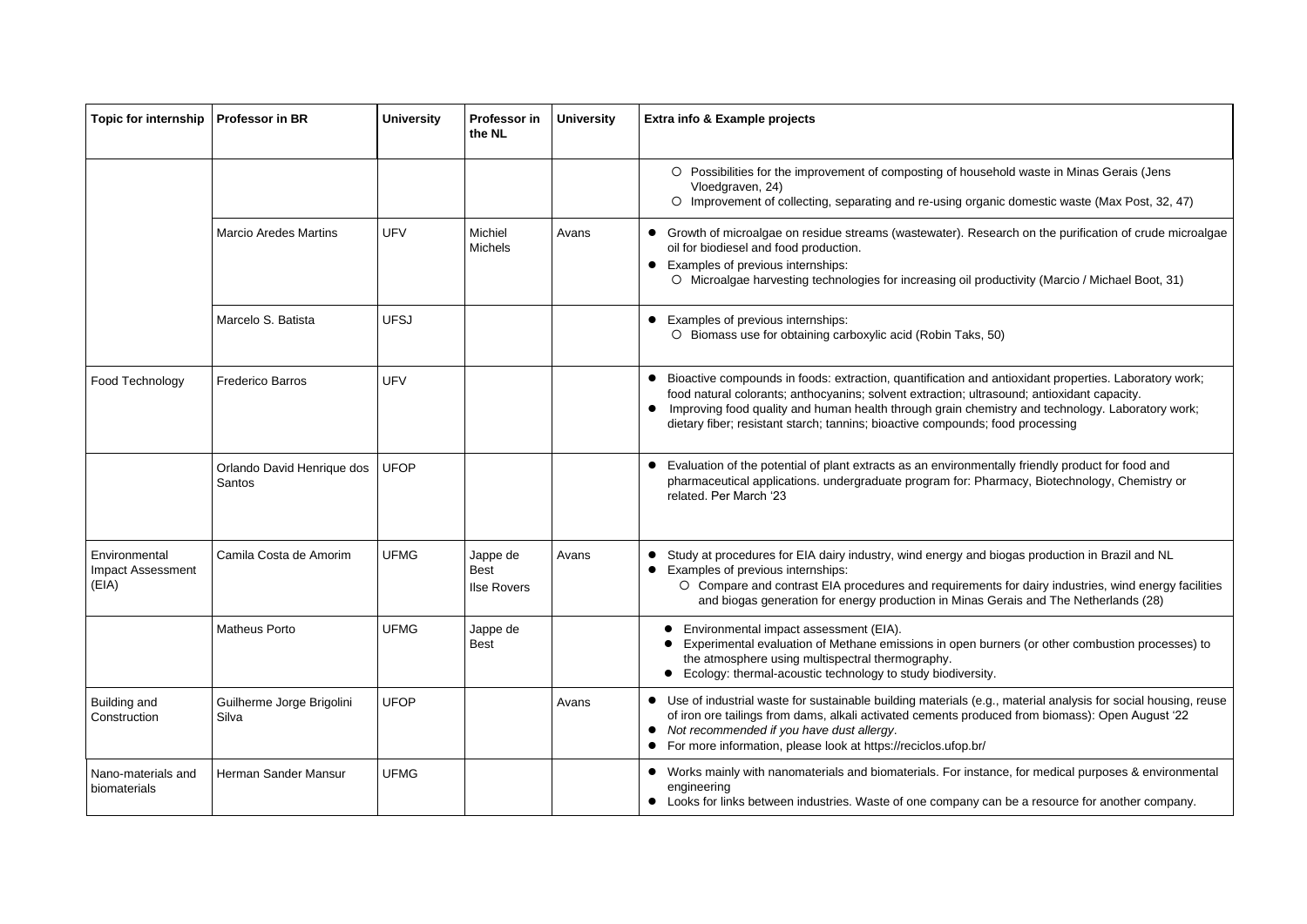| Topic for internship | Professor in BR | University | Professor in the NL | University | Extra info & Example projects |
|---|---|---|---|---|---|
| | | | | | ○ Possibilities for the improvement of composting of household waste in Minas Gerais (Jens Vloedgraven, 24)<br>○ Improvement of collecting, separating and re-using organic domestic waste (Max Post, 32, 47) |
| | Marcio Aredes Martins | UFV | Michiel Michels | Avans | ● Growth of microalgae on residue streams (wastewater). Research on the purification of crude microalgae oil for biodiesel and food production.<br>● Examples of previous internships:<br>○ Microalgae harvesting technologies for increasing oil productivity (Marcio / Michael Boot, 31) |
| | Marcelo S. Batista | UFSJ | | | ● Examples of previous internships:<br>○ Biomass use for obtaining carboxylic acid (Robin Taks, 50) |
| Food Technology | Frederico Barros | UFV | | | ● Bioactive compounds in foods: extraction, quantification and antioxidant properties. Laboratory work; food natural colorants; anthocyanins; solvent extraction; ultrasound; antioxidant capacity.<br>● Improving food quality and human health through grain chemistry and technology. Laboratory work; dietary fiber; resistant starch; tannins; bioactive compounds; food processing |
| | Orlando David Henrique dos Santos | UFOP | | | ● Evaluation of the potential of plant extracts as an environmentally friendly product for food and pharmaceutical applications. undergraduate program for: Pharmacy, Biotechnology, Chemistry or related. Per March '23 |
| Environmental Impact Assessment (EIA) | Camila Costa de Amorim | UFMG | Jappe de Best<br>Ilse Rovers | Avans | ● Study at procedures for EIA dairy industry, wind energy and biogas production in Brazil and NL<br>● Examples of previous internships:<br>○ Compare and contrast EIA procedures and requirements for dairy industries, wind energy facilities and biogas generation for energy production in Minas Gerais and The Netherlands (28) |
| | Matheus Porto | UFMG | Jappe de Best | | ● Environmental impact assessment (EIA).<br>● Experimental evaluation of Methane emissions in open burners (or other combustion processes) to the atmosphere using multispectral thermography.<br>● Ecology: thermal-acoustic technology to study biodiversity. |
| Building and Construction | Guilherme Jorge Brigolini Silva | UFOP | | Avans | ● Use of industrial waste for sustainable building materials (e.g., material analysis for social housing, reuse of iron ore tailings from dams, alkali activated cements produced from biomass): Open August '22<br>● *Not recommended if you have dust allergy*.<br>● For more information, please look at https://reciclos.ufop.br/ |
| Nano-materials and biomaterials | Herman Sander Mansur | UFMG | | | ● Works mainly with nanomaterials and biomaterials. For instance, for medical purposes & environmental engineering<br>● Looks for links between industries. Waste of one company can be a resource for another company. |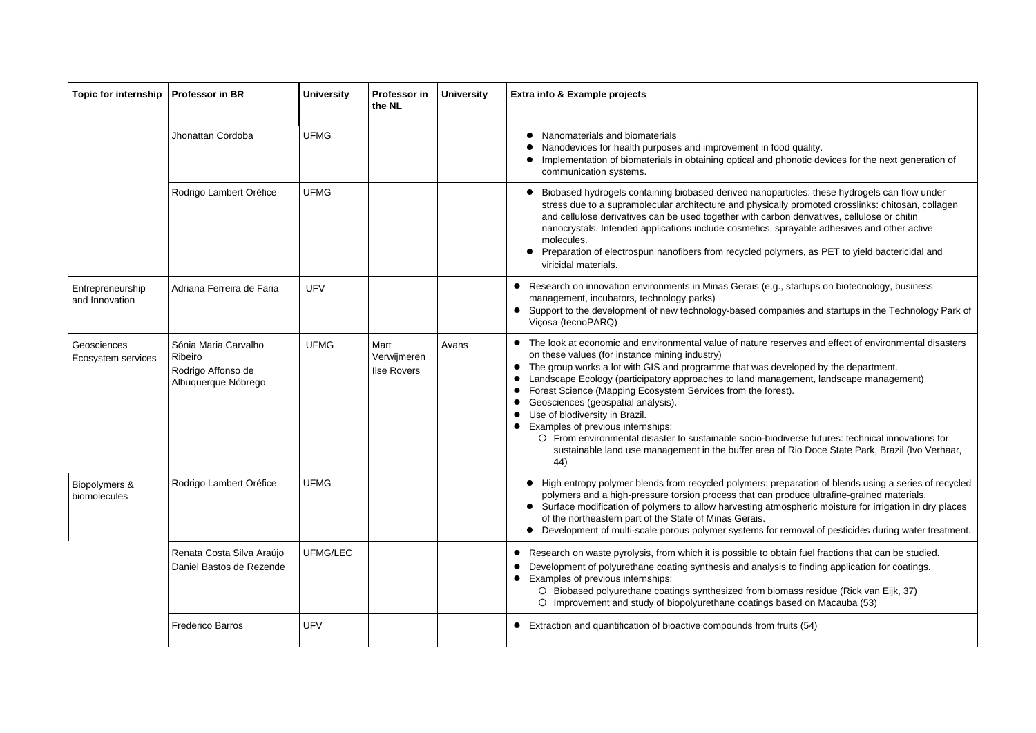| Topic for internship | Professor in BR | University | Professor in the NL | University | Extra info & Example projects |
|---|---|---|---|---|---|
| | Jhonattan Cordoba | UFMG | | | • Nanomaterials and biomaterials<br>• Nanodevices for health purposes and improvement in food quality.<br>• Implementation of biomaterials in obtaining optical and phonotic devices for the next generation of communication systems. |
| | Rodrigo Lambert Oréfice | UFMG | | | • Biobased hydrogels containing biobased derived nanoparticles: these hydrogels can flow under stress due to a supramolecular architecture and physically promoted crosslinks: chitosan, collagen and cellulose derivatives can be used together with carbon derivatives, cellulose or chitin nanocrystals. Intended applications include cosmetics, sprayable adhesives and other active molecules.<br>• Preparation of electrospun nanofibers from recycled polymers, as PET to yield bactericidal and viricidal materials. |
| Entrepreneurship and Innovation | Adriana Ferreira de Faria | UFV | | | • Research on innovation environments in Minas Gerais (e.g., startups on biotecnology, business management, incubators, technology parks)<br>• Support to the development of new technology-based companies and startups in the Technology Park of Viçosa (tecnoPARQ) |
| Geosciences Ecosystem services | Sónia Maria Carvalho Ribeiro<br>Rodrigo Affonso de Albuquerque Nóbrego | UFMG | Mart Verwijmeren<br>Ilse Rovers | Avans | • The look at economic and environmental value of nature reserves and effect of environmental disasters on these values (for instance mining industry)<br>• The group works a lot with GIS and programme that was developed by the department.<br>• Landscape Ecology (participatory approaches to land management, landscape management)<br>• Forest Science (Mapping Ecosystem Services from the forest).<br>• Geosciences (geospatial analysis).<br>• Use of biodiversity in Brazil.<br>• Examples of previous internships:<br>  ○ From environmental disaster to sustainable socio-biodiverse futures: technical innovations for sustainable land use management in the buffer area of Rio Doce State Park, Brazil (Ivo Verhaar, 44) |
| Biopolymers & biomolecules | Rodrigo Lambert Oréfice | UFMG | | | • High entropy polymer blends from recycled polymers: preparation of blends using a series of recycled polymers and a high-pressure torsion process that can produce ultrafine-grained materials.<br>• Surface modification of polymers to allow harvesting atmospheric moisture for irrigation in dry places of the northeastern part of the State of Minas Gerais.<br>• Development of multi-scale porous polymer systems for removal of pesticides during water treatment. |
| | Renata Costa Silva Araújo<br>Daniel Bastos de Rezende | UFMG/LEC | | | • Research on waste pyrolysis, from which it is possible to obtain fuel fractions that can be studied.<br>• Development of polyurethane coating synthesis and analysis to finding application for coatings.<br>• Examples of previous internships:<br>  ○ Biobased polyurethane coatings synthesized from biomass residue (Rick van Eijk, 37)<br>  ○ Improvement and study of biopolyurethane coatings based on Macauba (53) |
| | Frederico Barros | UFV | | | • Extraction and quantification of bioactive compounds from fruits (54) |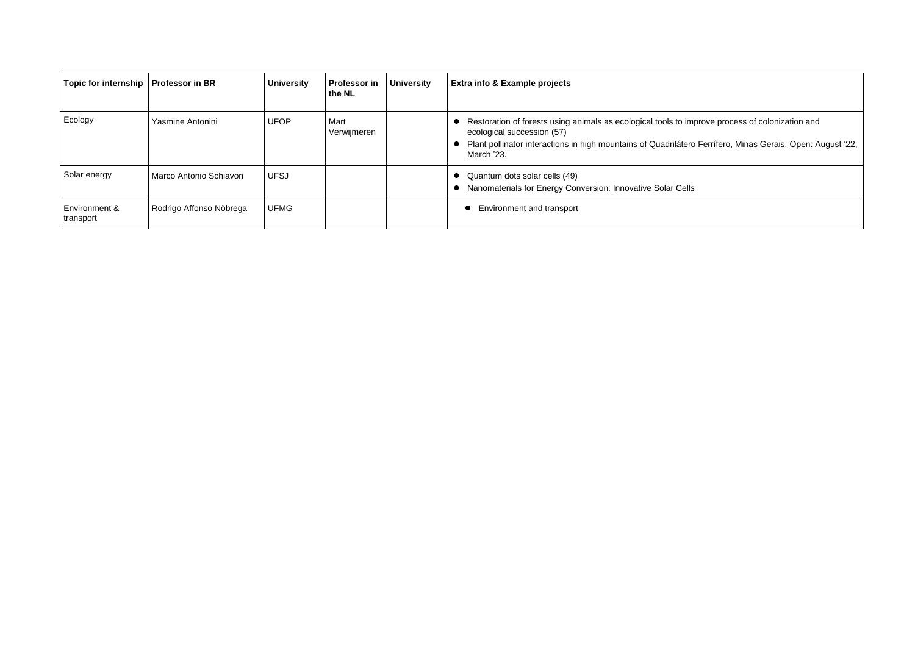| Topic for internship | Professor in BR | University | Professor in the NL | University | Extra info & Example projects |
|---|---|---|---|---|---|
| Ecology | Yasmine Antonini | UFOP | Mart Verwijmeren | | • Restoration of forests using animals as ecological tools to improve process of colonization and ecological succession (57)<br>• Plant pollinator interactions in high mountains of Quadrilátero Ferrífero, Minas Gerais. Open: August '22, March '23. |
| Solar energy | Marco Antonio Schiavon | UFSJ | | | • Quantum dots solar cells (49)<br>• Nanomaterials for Energy Conversion: Innovative Solar Cells |
| Environment & transport | Rodrigo Affonso Nöbrega | UFMG | | | • Environment and transport |